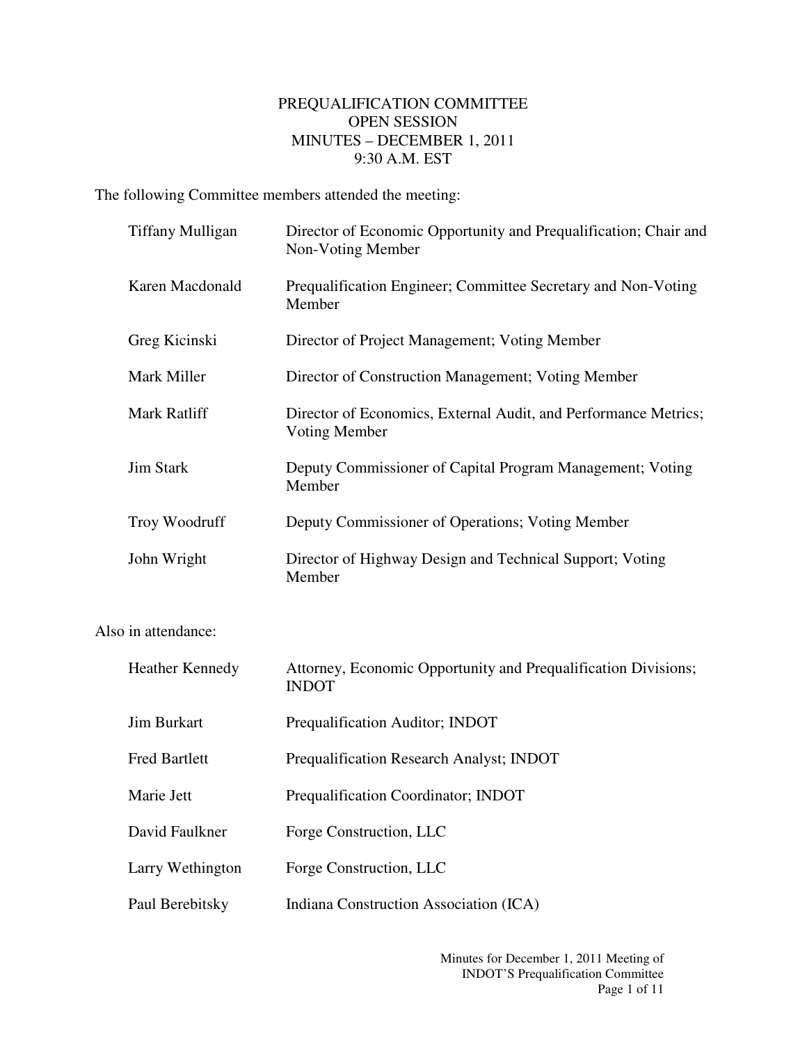# PREQUALIFICATION COMMITTEE
## OPEN SESSION
## MINUTES – DECEMBER 1, 2011
## 9:30 A.M. EST

The following Committee members attended the meeting:

| | |
|---|---|
| Tiffany Mulligan | Director of Economic Opportunity and Prequalification; Chair and Non-Voting Member |
| Karen Macdonald | Prequalification Engineer; Committee Secretary and Non-Voting Member |
| Greg Kicinski | Director of Project Management; Voting Member |
| Mark Miller | Director of Construction Management; Voting Member |
| Mark Ratliff | Director of Economics, External Audit, and Performance Metrics; Voting Member |
| Jim Stark | Deputy Commissioner of Capital Program Management; Voting Member |
| Troy Woodruff | Deputy Commissioner of Operations; Voting Member |
| John Wright | Director of Highway Design and Technical Support; Voting Member |

Also in attendance:

| | |
|---|---|
| Heather Kennedy | Attorney, Economic Opportunity and Prequalification Divisions; INDOT |
| Jim Burkart | Prequalification Auditor; INDOT |
| Fred Bartlett | Prequalification Research Analyst; INDOT |
| Marie Jett | Prequalification Coordinator; INDOT |
| David Faulkner | Forge Construction, LLC |
| Larry Wethington | Forge Construction, LLC |
| Paul Berebitsky | Indiana Construction Association (ICA) |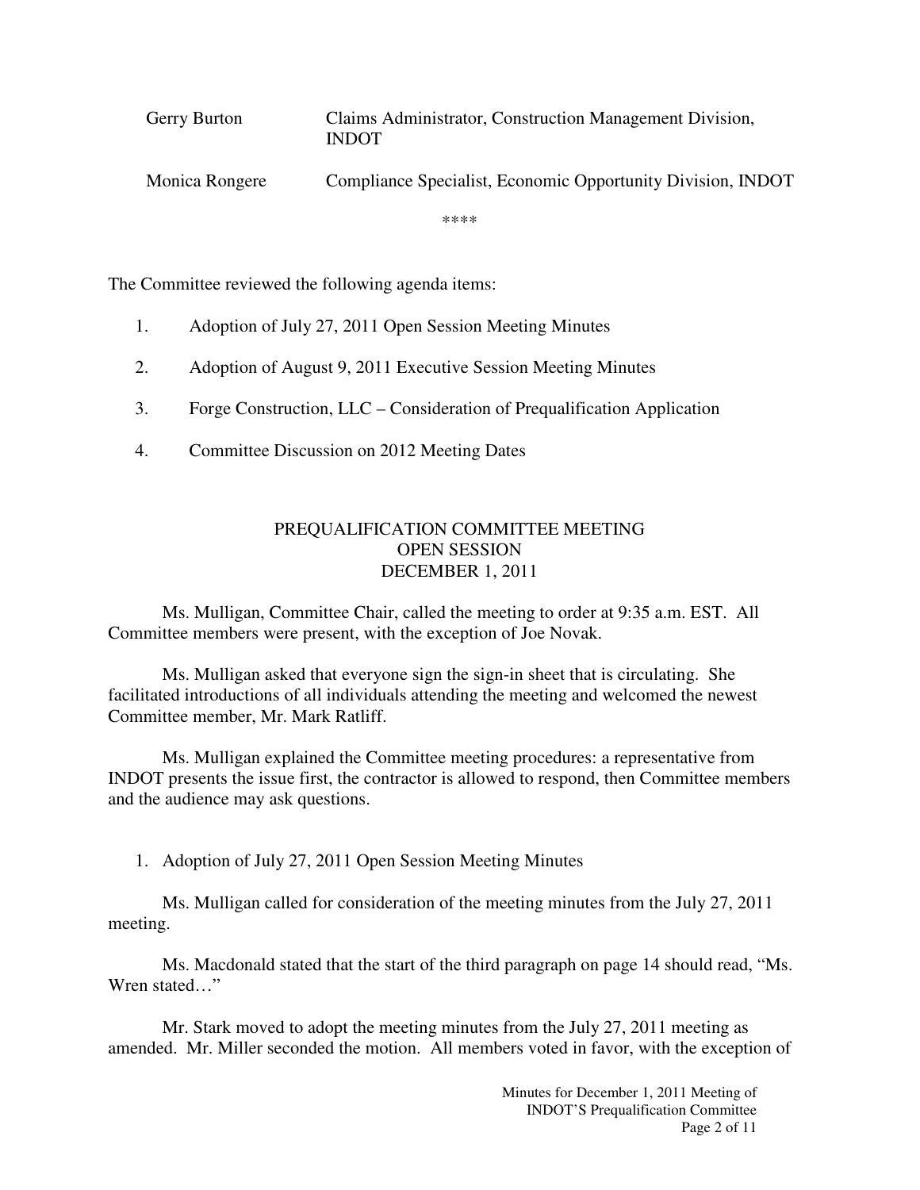| | |
|---|---|
| Gerry Burton | Claims Administrator, Construction Management Division, INDOT |
| Monica Rongere | Compliance Specialist, Economic Opportunity Division, INDOT |

\*\*\*\*

The Committee reviewed the following agenda items:

1. Adoption of July 27, 2011 Open Session Meeting Minutes
2. Adoption of August 9, 2011 Executive Session Meeting Minutes
3. Forge Construction, LLC – Consideration of Prequalification Application
4. Committee Discussion on 2012 Meeting Dates

## PREQUALIFICATION COMMITTEE MEETING
## OPEN SESSION
## DECEMBER 1, 2011

Ms. Mulligan, Committee Chair, called the meeting to order at 9:35 a.m. EST. All Committee members were present, with the exception of Joe Novak.

Ms. Mulligan asked that everyone sign the sign-in sheet that is circulating. She facilitated introductions of all individuals attending the meeting and welcomed the newest Committee member, Mr. Mark Ratliff.

Ms. Mulligan explained the Committee meeting procedures: a representative from INDOT presents the issue first, the contractor is allowed to respond, then Committee members and the audience may ask questions.

1. Adoption of July 27, 2011 Open Session Meeting Minutes

Ms. Mulligan called for consideration of the meeting minutes from the July 27, 2011 meeting.

Ms. Macdonald stated that the start of the third paragraph on page 14 should read, "Ms. Wren stated…"

Mr. Stark moved to adopt the meeting minutes from the July 27, 2011 meeting as amended. Mr. Miller seconded the motion. All members voted in favor, with the exception of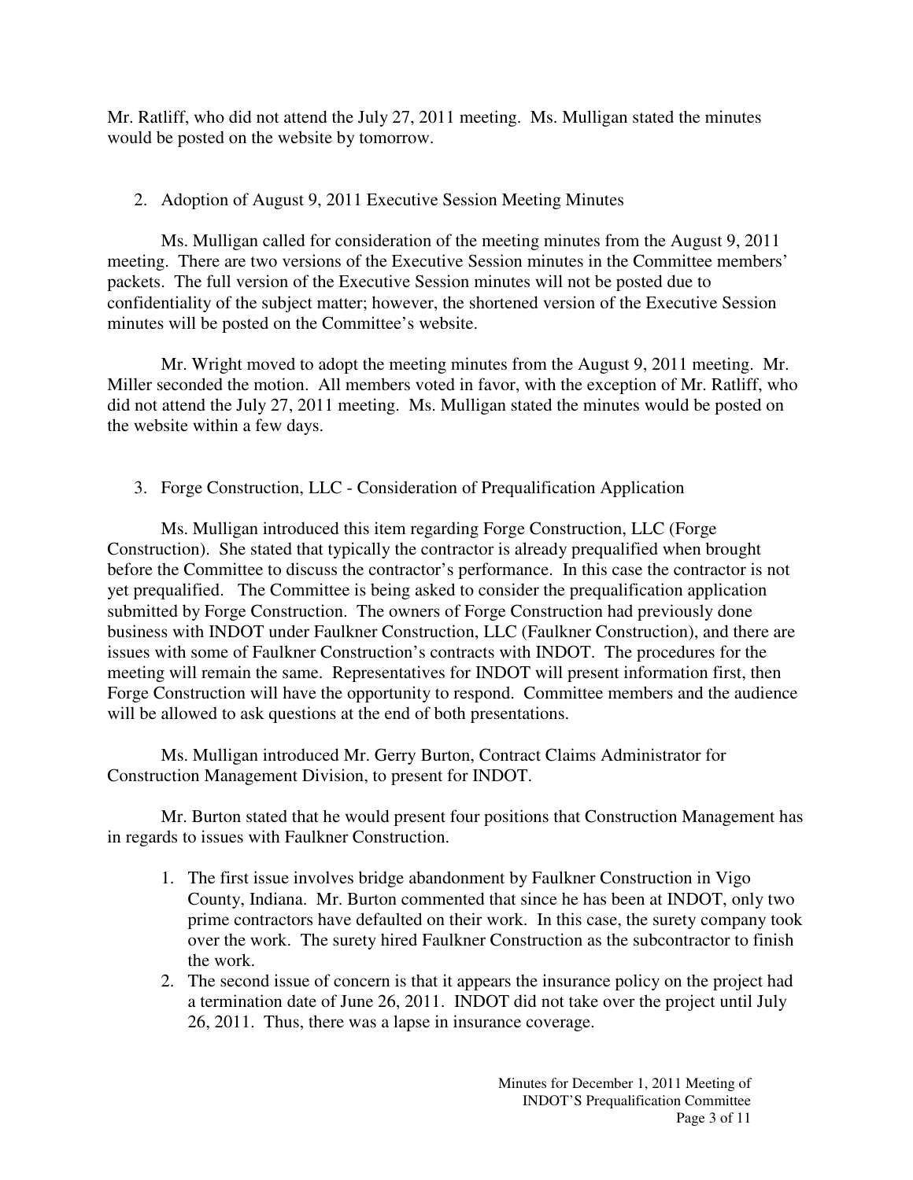Mr. Ratliff, who did not attend the July 27, 2011 meeting. Ms. Mulligan stated the minutes would be posted on the website by tomorrow.

2. Adoption of August 9, 2011 Executive Session Meeting Minutes

Ms. Mulligan called for consideration of the meeting minutes from the August 9, 2011 meeting. There are two versions of the Executive Session minutes in the Committee members' packets. The full version of the Executive Session minutes will not be posted due to confidentiality of the subject matter; however, the shortened version of the Executive Session minutes will be posted on the Committee's website.

Mr. Wright moved to adopt the meeting minutes from the August 9, 2011 meeting. Mr. Miller seconded the motion. All members voted in favor, with the exception of Mr. Ratliff, who did not attend the July 27, 2011 meeting. Ms. Mulligan stated the minutes would be posted on the website within a few days.

3. Forge Construction, LLC - Consideration of Prequalification Application

Ms. Mulligan introduced this item regarding Forge Construction, LLC (Forge Construction). She stated that typically the contractor is already prequalified when brought before the Committee to discuss the contractor's performance. In this case the contractor is not yet prequalified. The Committee is being asked to consider the prequalification application submitted by Forge Construction. The owners of Forge Construction had previously done business with INDOT under Faulkner Construction, LLC (Faulkner Construction), and there are issues with some of Faulkner Construction's contracts with INDOT. The procedures for the meeting will remain the same. Representatives for INDOT will present information first, then Forge Construction will have the opportunity to respond. Committee members and the audience will be allowed to ask questions at the end of both presentations.

Ms. Mulligan introduced Mr. Gerry Burton, Contract Claims Administrator for Construction Management Division, to present for INDOT.

Mr. Burton stated that he would present four positions that Construction Management has in regards to issues with Faulkner Construction.

1. The first issue involves bridge abandonment by Faulkner Construction in Vigo County, Indiana. Mr. Burton commented that since he has been at INDOT, only two prime contractors have defaulted on their work. In this case, the surety company took over the work. The surety hired Faulkner Construction as the subcontractor to finish the work.
2. The second issue of concern is that it appears the insurance policy on the project had a termination date of June 26, 2011. INDOT did not take over the project until July 26, 2011. Thus, there was a lapse in insurance coverage.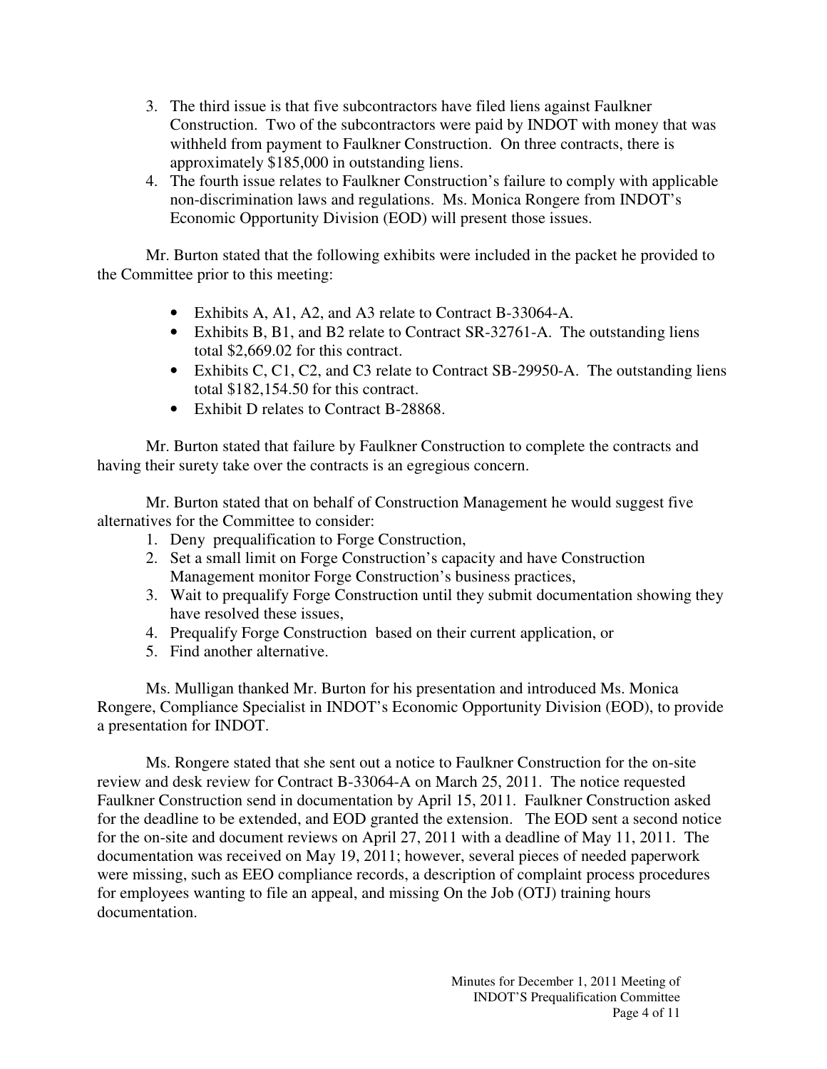3. The third issue is that five subcontractors have filed liens against Faulkner Construction. Two of the subcontractors were paid by INDOT with money that was withheld from payment to Faulkner Construction. On three contracts, there is approximately $185,000 in outstanding liens.
4. The fourth issue relates to Faulkner Construction's failure to comply with applicable non-discrimination laws and regulations. Ms. Monica Rongere from INDOT's Economic Opportunity Division (EOD) will present those issues.

Mr. Burton stated that the following exhibits were included in the packet he provided to the Committee prior to this meeting:

- Exhibits A, A1, A2, and A3 relate to Contract B-33064-A.
- Exhibits B, B1, and B2 relate to Contract SR-32761-A. The outstanding liens total $2,669.02 for this contract.
- Exhibits C, C1, C2, and C3 relate to Contract SB-29950-A. The outstanding liens total $182,154.50 for this contract.
- Exhibit D relates to Contract B-28868.

Mr. Burton stated that failure by Faulkner Construction to complete the contracts and having their surety take over the contracts is an egregious concern.

Mr. Burton stated that on behalf of Construction Management he would suggest five alternatives for the Committee to consider:

1. Deny prequalification to Forge Construction,
2. Set a small limit on Forge Construction's capacity and have Construction Management monitor Forge Construction's business practices,
3. Wait to prequalify Forge Construction until they submit documentation showing they have resolved these issues,
4. Prequalify Forge Construction based on their current application, or
5. Find another alternative.

Ms. Mulligan thanked Mr. Burton for his presentation and introduced Ms. Monica Rongere, Compliance Specialist in INDOT's Economic Opportunity Division (EOD), to provide a presentation for INDOT.

Ms. Rongere stated that she sent out a notice to Faulkner Construction for the on-site review and desk review for Contract B-33064-A on March 25, 2011. The notice requested Faulkner Construction send in documentation by April 15, 2011. Faulkner Construction asked for the deadline to be extended, and EOD granted the extension. The EOD sent a second notice for the on-site and document reviews on April 27, 2011 with a deadline of May 11, 2011. The documentation was received on May 19, 2011; however, several pieces of needed paperwork were missing, such as EEO compliance records, a description of complaint process procedures for employees wanting to file an appeal, and missing On the Job (OTJ) training hours documentation.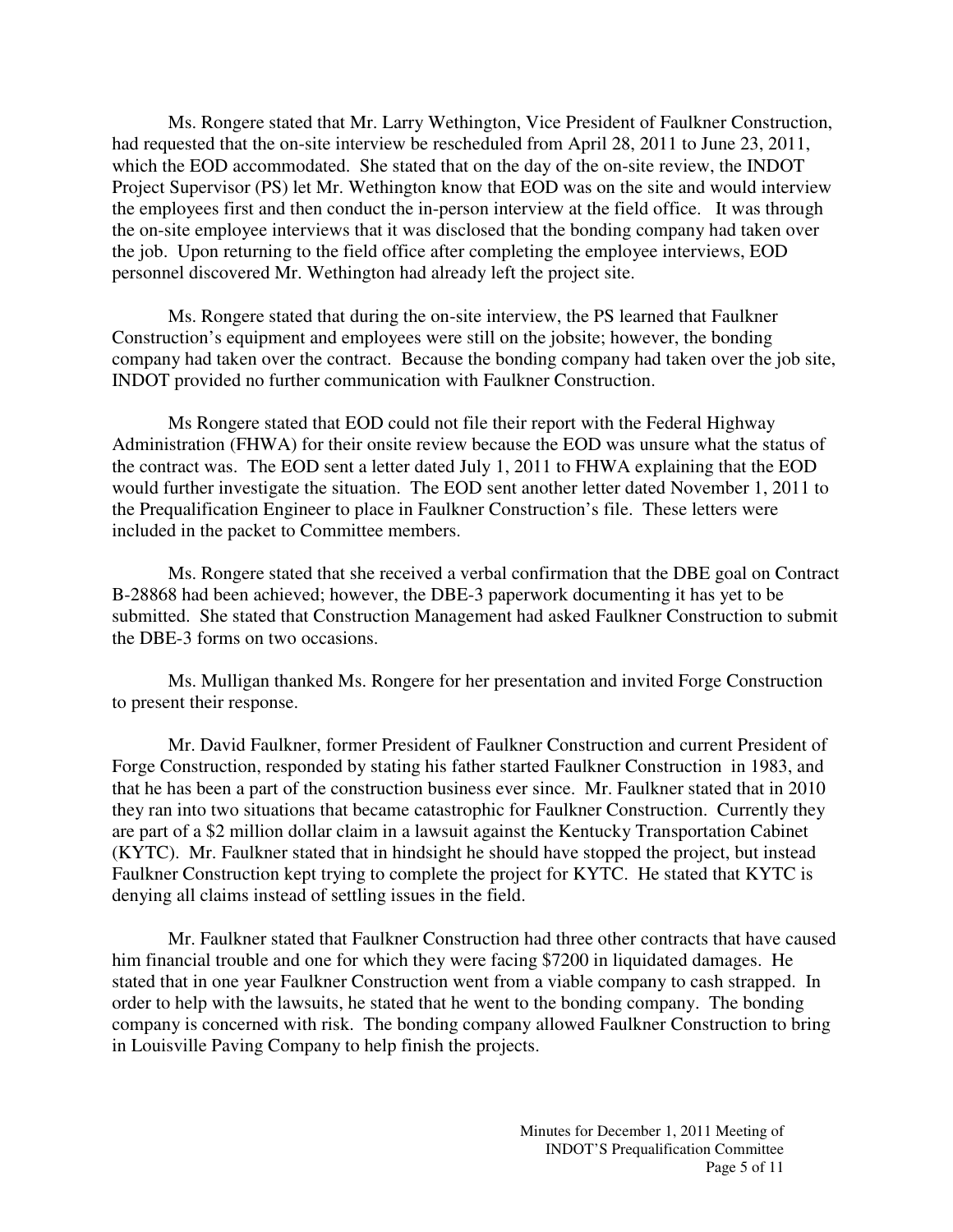Ms. Rongere stated that Mr. Larry Wethington, Vice President of Faulkner Construction, had requested that the on-site interview be rescheduled from April 28, 2011 to June 23, 2011, which the EOD accommodated. She stated that on the day of the on-site review, the INDOT Project Supervisor (PS) let Mr. Wethington know that EOD was on the site and would interview the employees first and then conduct the in-person interview at the field office. It was through the on-site employee interviews that it was disclosed that the bonding company had taken over the job. Upon returning to the field office after completing the employee interviews, EOD personnel discovered Mr. Wethington had already left the project site.

Ms. Rongere stated that during the on-site interview, the PS learned that Faulkner Construction's equipment and employees were still on the jobsite; however, the bonding company had taken over the contract. Because the bonding company had taken over the job site, INDOT provided no further communication with Faulkner Construction.

Ms Rongere stated that EOD could not file their report with the Federal Highway Administration (FHWA) for their onsite review because the EOD was unsure what the status of the contract was. The EOD sent a letter dated July 1, 2011 to FHWA explaining that the EOD would further investigate the situation. The EOD sent another letter dated November 1, 2011 to the Prequalification Engineer to place in Faulkner Construction's file. These letters were included in the packet to Committee members.

Ms. Rongere stated that she received a verbal confirmation that the DBE goal on Contract B-28868 had been achieved; however, the DBE-3 paperwork documenting it has yet to be submitted. She stated that Construction Management had asked Faulkner Construction to submit the DBE-3 forms on two occasions.

Ms. Mulligan thanked Ms. Rongere for her presentation and invited Forge Construction to present their response.

Mr. David Faulkner, former President of Faulkner Construction and current President of Forge Construction, responded by stating his father started Faulkner Construction in 1983, and that he has been a part of the construction business ever since. Mr. Faulkner stated that in 2010 they ran into two situations that became catastrophic for Faulkner Construction. Currently they are part of a $2 million dollar claim in a lawsuit against the Kentucky Transportation Cabinet (KYTC). Mr. Faulkner stated that in hindsight he should have stopped the project, but instead Faulkner Construction kept trying to complete the project for KYTC. He stated that KYTC is denying all claims instead of settling issues in the field.

Mr. Faulkner stated that Faulkner Construction had three other contracts that have caused him financial trouble and one for which they were facing $7200 in liquidated damages. He stated that in one year Faulkner Construction went from a viable company to cash strapped. In order to help with the lawsuits, he stated that he went to the bonding company. The bonding company is concerned with risk. The bonding company allowed Faulkner Construction to bring in Louisville Paving Company to help finish the projects.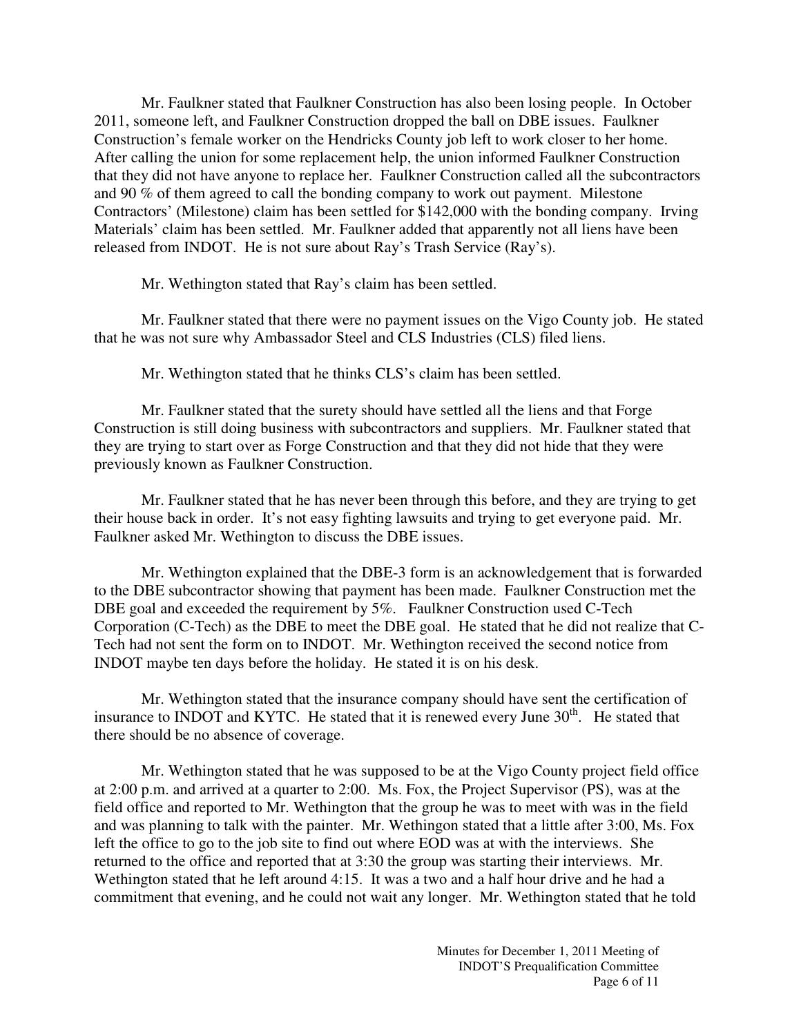Mr. Faulkner stated that Faulkner Construction has also been losing people. In October 2011, someone left, and Faulkner Construction dropped the ball on DBE issues. Faulkner Construction's female worker on the Hendricks County job left to work closer to her home. After calling the union for some replacement help, the union informed Faulkner Construction that they did not have anyone to replace her. Faulkner Construction called all the subcontractors and 90 % of them agreed to call the bonding company to work out payment. Milestone Contractors' (Milestone) claim has been settled for $142,000 with the bonding company. Irving Materials' claim has been settled. Mr. Faulkner added that apparently not all liens have been released from INDOT. He is not sure about Ray's Trash Service (Ray's).

Mr. Wethington stated that Ray's claim has been settled.

Mr. Faulkner stated that there were no payment issues on the Vigo County job. He stated that he was not sure why Ambassador Steel and CLS Industries (CLS) filed liens.

Mr. Wethington stated that he thinks CLS's claim has been settled.

Mr. Faulkner stated that the surety should have settled all the liens and that Forge Construction is still doing business with subcontractors and suppliers. Mr. Faulkner stated that they are trying to start over as Forge Construction and that they did not hide that they were previously known as Faulkner Construction.

Mr. Faulkner stated that he has never been through this before, and they are trying to get their house back in order. It's not easy fighting lawsuits and trying to get everyone paid. Mr. Faulkner asked Mr. Wethington to discuss the DBE issues.

Mr. Wethington explained that the DBE-3 form is an acknowledgement that is forwarded to the DBE subcontractor showing that payment has been made. Faulkner Construction met the DBE goal and exceeded the requirement by 5%. Faulkner Construction used C-Tech Corporation (C-Tech) as the DBE to meet the DBE goal. He stated that he did not realize that C-Tech had not sent the form on to INDOT. Mr. Wethington received the second notice from INDOT maybe ten days before the holiday. He stated it is on his desk.

Mr. Wethington stated that the insurance company should have sent the certification of insurance to INDOT and KYTC. He stated that it is renewed every June 30th. He stated that there should be no absence of coverage.

Mr. Wethington stated that he was supposed to be at the Vigo County project field office at 2:00 p.m. and arrived at a quarter to 2:00. Ms. Fox, the Project Supervisor (PS), was at the field office and reported to Mr. Wethington that the group he was to meet with was in the field and was planning to talk with the painter. Mr. Wethingon stated that a little after 3:00, Ms. Fox left the office to go to the job site to find out where EOD was at with the interviews. She returned to the office and reported that at 3:30 the group was starting their interviews. Mr. Wethington stated that he left around 4:15. It was a two and a half hour drive and he had a commitment that evening, and he could not wait any longer. Mr. Wethington stated that he told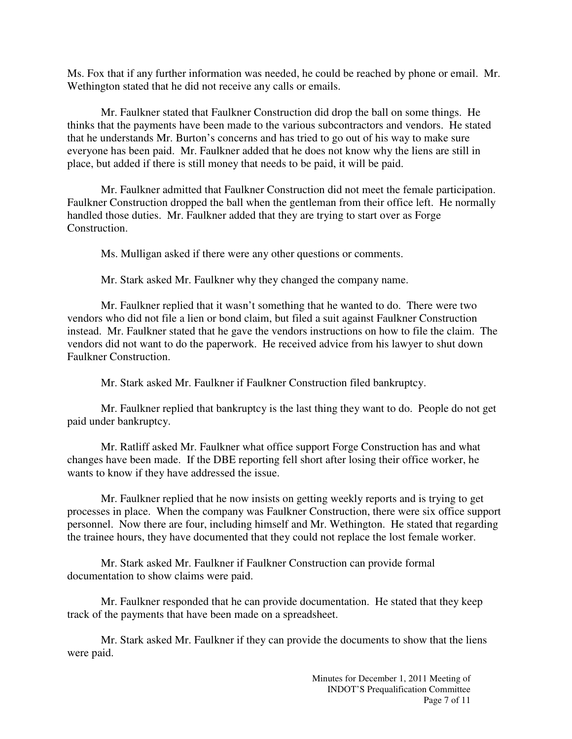Ms. Fox that if any further information was needed, he could be reached by phone or email. Mr. Wethington stated that he did not receive any calls or emails.

Mr. Faulkner stated that Faulkner Construction did drop the ball on some things. He thinks that the payments have been made to the various subcontractors and vendors. He stated that he understands Mr. Burton's concerns and has tried to go out of his way to make sure everyone has been paid. Mr. Faulkner added that he does not know why the liens are still in place, but added if there is still money that needs to be paid, it will be paid.

Mr. Faulkner admitted that Faulkner Construction did not meet the female participation. Faulkner Construction dropped the ball when the gentleman from their office left. He normally handled those duties. Mr. Faulkner added that they are trying to start over as Forge Construction.

Ms. Mulligan asked if there were any other questions or comments.

Mr. Stark asked Mr. Faulkner why they changed the company name.

Mr. Faulkner replied that it wasn't something that he wanted to do. There were two vendors who did not file a lien or bond claim, but filed a suit against Faulkner Construction instead. Mr. Faulkner stated that he gave the vendors instructions on how to file the claim. The vendors did not want to do the paperwork. He received advice from his lawyer to shut down Faulkner Construction.

Mr. Stark asked Mr. Faulkner if Faulkner Construction filed bankruptcy.

Mr. Faulkner replied that bankruptcy is the last thing they want to do. People do not get paid under bankruptcy.

Mr. Ratliff asked Mr. Faulkner what office support Forge Construction has and what changes have been made. If the DBE reporting fell short after losing their office worker, he wants to know if they have addressed the issue.

Mr. Faulkner replied that he now insists on getting weekly reports and is trying to get processes in place. When the company was Faulkner Construction, there were six office support personnel. Now there are four, including himself and Mr. Wethington. He stated that regarding the trainee hours, they have documented that they could not replace the lost female worker.

Mr. Stark asked Mr. Faulkner if Faulkner Construction can provide formal documentation to show claims were paid.

Mr. Faulkner responded that he can provide documentation. He stated that they keep track of the payments that have been made on a spreadsheet.

Mr. Stark asked Mr. Faulkner if they can provide the documents to show that the liens were paid.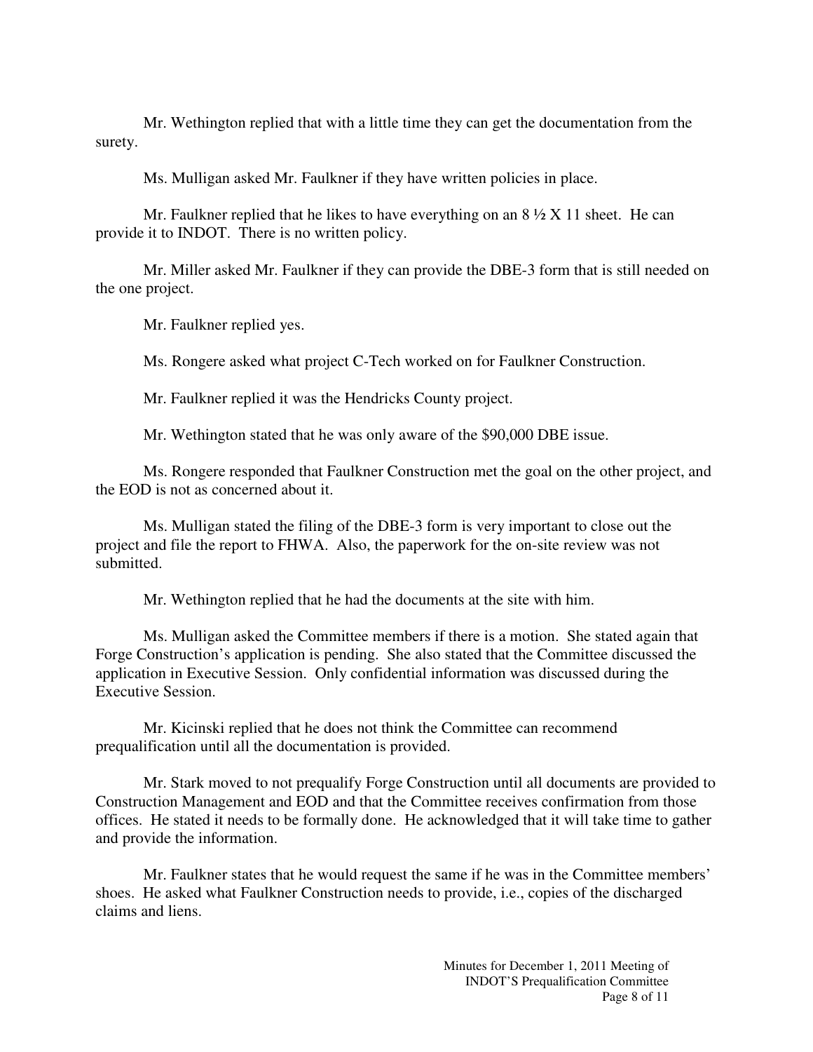Mr. Wethington replied that with a little time they can get the documentation from the surety.

Ms. Mulligan asked Mr. Faulkner if they have written policies in place.

Mr. Faulkner replied that he likes to have everything on an 8 ½ X 11 sheet. He can provide it to INDOT. There is no written policy.

Mr. Miller asked Mr. Faulkner if they can provide the DBE-3 form that is still needed on the one project.

Mr. Faulkner replied yes.

Ms. Rongere asked what project C-Tech worked on for Faulkner Construction.

Mr. Faulkner replied it was the Hendricks County project.

Mr. Wethington stated that he was only aware of the $90,000 DBE issue.

Ms. Rongere responded that Faulkner Construction met the goal on the other project, and the EOD is not as concerned about it.

Ms. Mulligan stated the filing of the DBE-3 form is very important to close out the project and file the report to FHWA. Also, the paperwork for the on-site review was not submitted.

Mr. Wethington replied that he had the documents at the site with him.

Ms. Mulligan asked the Committee members if there is a motion. She stated again that Forge Construction's application is pending. She also stated that the Committee discussed the application in Executive Session. Only confidential information was discussed during the Executive Session.

Mr. Kicinski replied that he does not think the Committee can recommend prequalification until all the documentation is provided.

Mr. Stark moved to not prequalify Forge Construction until all documents are provided to Construction Management and EOD and that the Committee receives confirmation from those offices. He stated it needs to be formally done. He acknowledged that it will take time to gather and provide the information.

Mr. Faulkner states that he would request the same if he was in the Committee members' shoes. He asked what Faulkner Construction needs to provide, i.e., copies of the discharged claims and liens.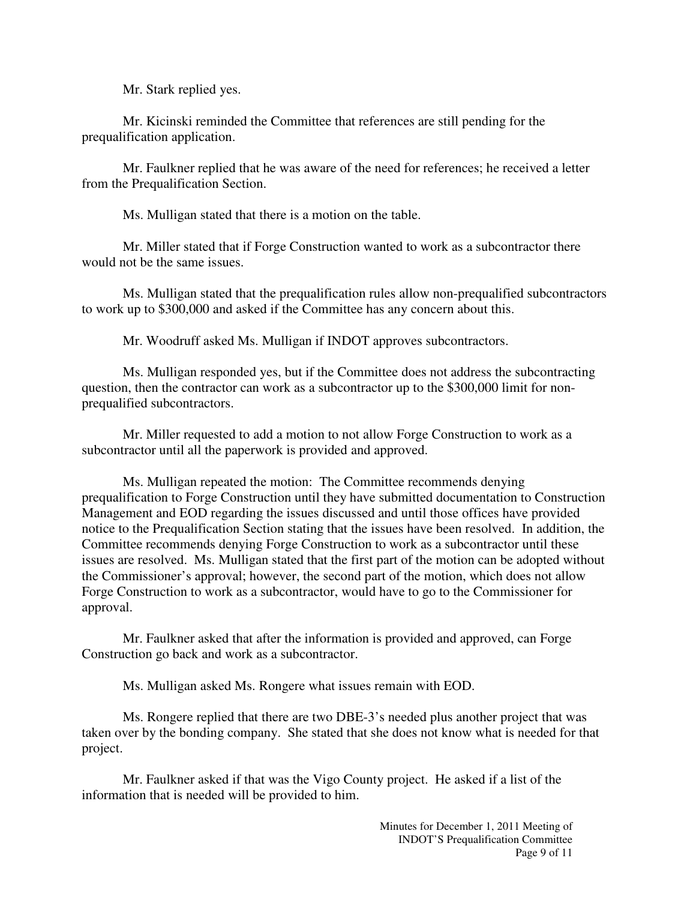Mr. Stark replied yes.

Mr. Kicinski reminded the Committee that references are still pending for the prequalification application.

Mr. Faulkner replied that he was aware of the need for references; he received a letter from the Prequalification Section.

Ms. Mulligan stated that there is a motion on the table.

Mr. Miller stated that if Forge Construction wanted to work as a subcontractor there would not be the same issues.

Ms. Mulligan stated that the prequalification rules allow non-prequalified subcontractors to work up to $300,000 and asked if the Committee has any concern about this.

Mr. Woodruff asked Ms. Mulligan if INDOT approves subcontractors.

Ms. Mulligan responded yes, but if the Committee does not address the subcontracting question, then the contractor can work as a subcontractor up to the $300,000 limit for non-prequalified subcontractors.

Mr. Miller requested to add a motion to not allow Forge Construction to work as a subcontractor until all the paperwork is provided and approved.

Ms. Mulligan repeated the motion: The Committee recommends denying prequalification to Forge Construction until they have submitted documentation to Construction Management and EOD regarding the issues discussed and until those offices have provided notice to the Prequalification Section stating that the issues have been resolved. In addition, the Committee recommends denying Forge Construction to work as a subcontractor until these issues are resolved. Ms. Mulligan stated that the first part of the motion can be adopted without the Commissioner's approval; however, the second part of the motion, which does not allow Forge Construction to work as a subcontractor, would have to go to the Commissioner for approval.

Mr. Faulkner asked that after the information is provided and approved, can Forge Construction go back and work as a subcontractor.

Ms. Mulligan asked Ms. Rongere what issues remain with EOD.

Ms. Rongere replied that there are two DBE-3's needed plus another project that was taken over by the bonding company. She stated that she does not know what is needed for that project.

Mr. Faulkner asked if that was the Vigo County project. He asked if a list of the information that is needed will be provided to him.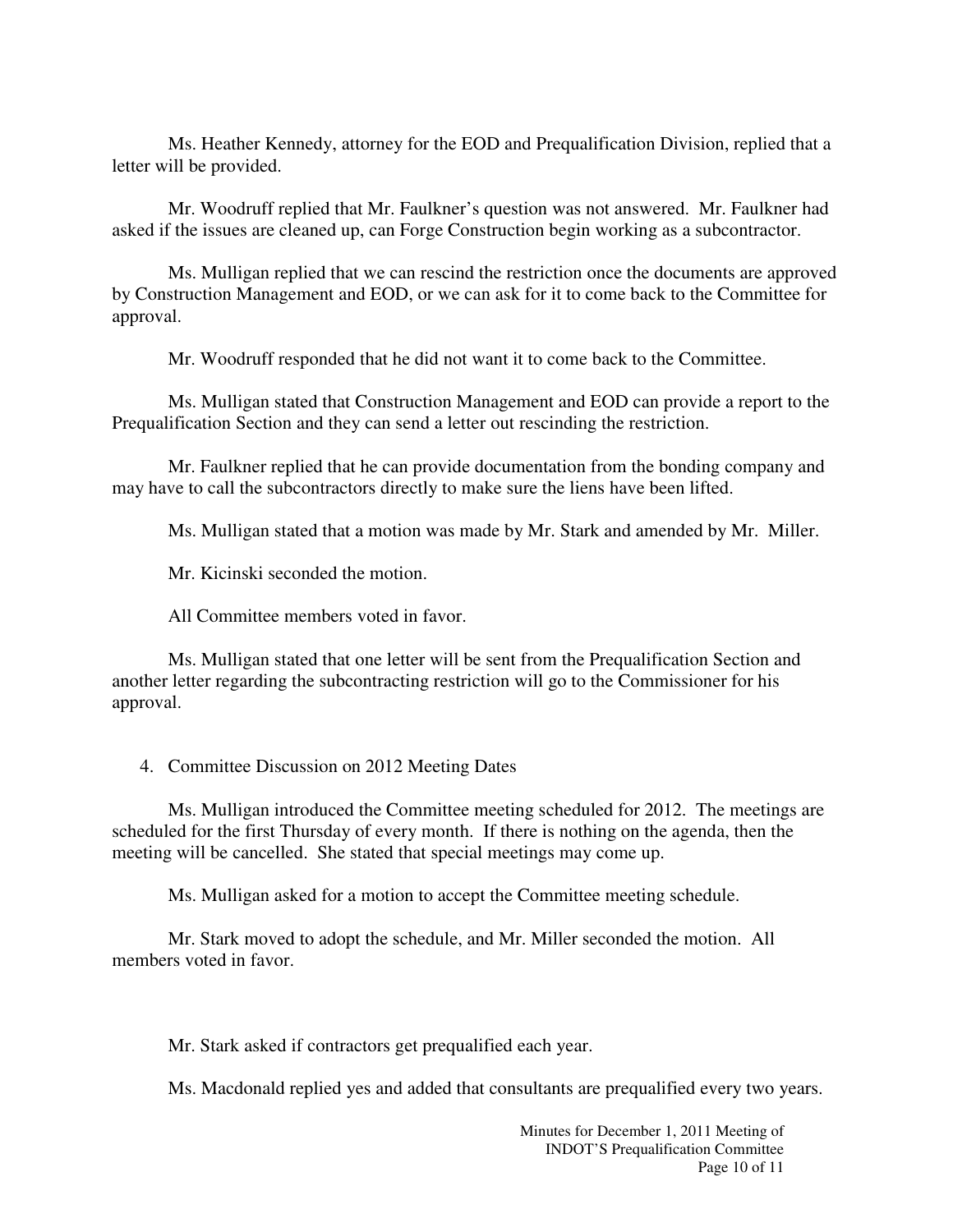Ms. Heather Kennedy, attorney for the EOD and Prequalification Division, replied that a letter will be provided.

Mr. Woodruff replied that Mr. Faulkner's question was not answered. Mr. Faulkner had asked if the issues are cleaned up, can Forge Construction begin working as a subcontractor.

Ms. Mulligan replied that we can rescind the restriction once the documents are approved by Construction Management and EOD, or we can ask for it to come back to the Committee for approval.

Mr. Woodruff responded that he did not want it to come back to the Committee.

Ms. Mulligan stated that Construction Management and EOD can provide a report to the Prequalification Section and they can send a letter out rescinding the restriction.

Mr. Faulkner replied that he can provide documentation from the bonding company and may have to call the subcontractors directly to make sure the liens have been lifted.

Ms. Mulligan stated that a motion was made by Mr. Stark and amended by Mr. Miller.

Mr. Kicinski seconded the motion.

All Committee members voted in favor.

Ms. Mulligan stated that one letter will be sent from the Prequalification Section and another letter regarding the subcontracting restriction will go to the Commissioner for his approval.

4. Committee Discussion on 2012 Meeting Dates

Ms. Mulligan introduced the Committee meeting scheduled for 2012. The meetings are scheduled for the first Thursday of every month. If there is nothing on the agenda, then the meeting will be cancelled. She stated that special meetings may come up.

Ms. Mulligan asked for a motion to accept the Committee meeting schedule.

Mr. Stark moved to adopt the schedule, and Mr. Miller seconded the motion. All members voted in favor.

Mr. Stark asked if contractors get prequalified each year.

Ms. Macdonald replied yes and added that consultants are prequalified every two years.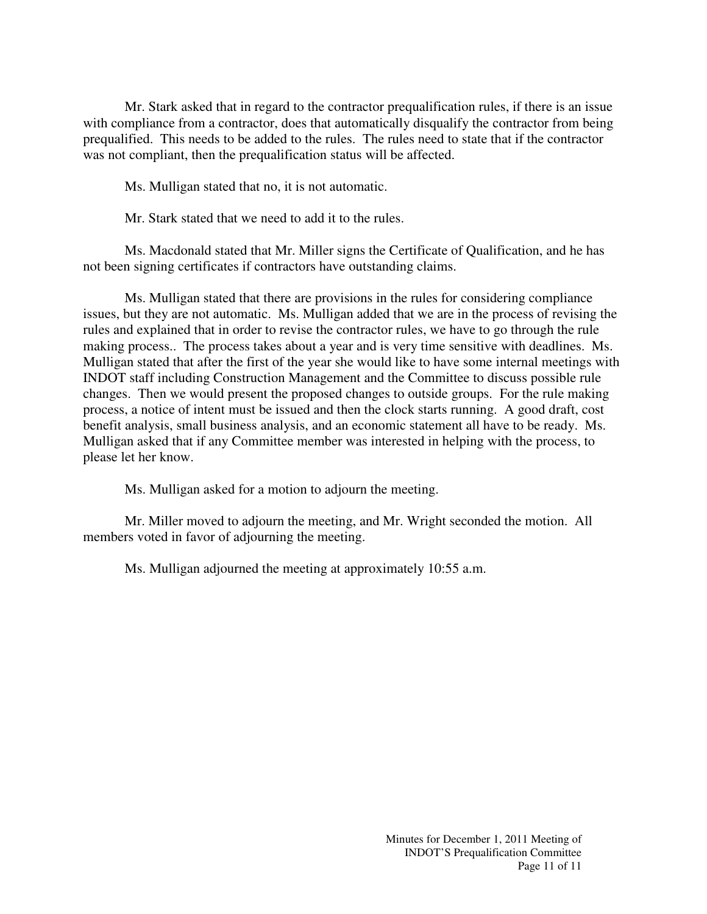Mr. Stark asked that in regard to the contractor prequalification rules, if there is an issue with compliance from a contractor, does that automatically disqualify the contractor from being prequalified. This needs to be added to the rules. The rules need to state that if the contractor was not compliant, then the prequalification status will be affected.

Ms. Mulligan stated that no, it is not automatic.

Mr. Stark stated that we need to add it to the rules.

Ms. Macdonald stated that Mr. Miller signs the Certificate of Qualification, and he has not been signing certificates if contractors have outstanding claims.

Ms. Mulligan stated that there are provisions in the rules for considering compliance issues, but they are not automatic. Ms. Mulligan added that we are in the process of revising the rules and explained that in order to revise the contractor rules, we have to go through the rule making process.. The process takes about a year and is very time sensitive with deadlines. Ms. Mulligan stated that after the first of the year she would like to have some internal meetings with INDOT staff including Construction Management and the Committee to discuss possible rule changes. Then we would present the proposed changes to outside groups. For the rule making process, a notice of intent must be issued and then the clock starts running. A good draft, cost benefit analysis, small business analysis, and an economic statement all have to be ready. Ms. Mulligan asked that if any Committee member was interested in helping with the process, to please let her know.

Ms. Mulligan asked for a motion to adjourn the meeting.

Mr. Miller moved to adjourn the meeting, and Mr. Wright seconded the motion. All members voted in favor of adjourning the meeting.

Ms. Mulligan adjourned the meeting at approximately 10:55 a.m.